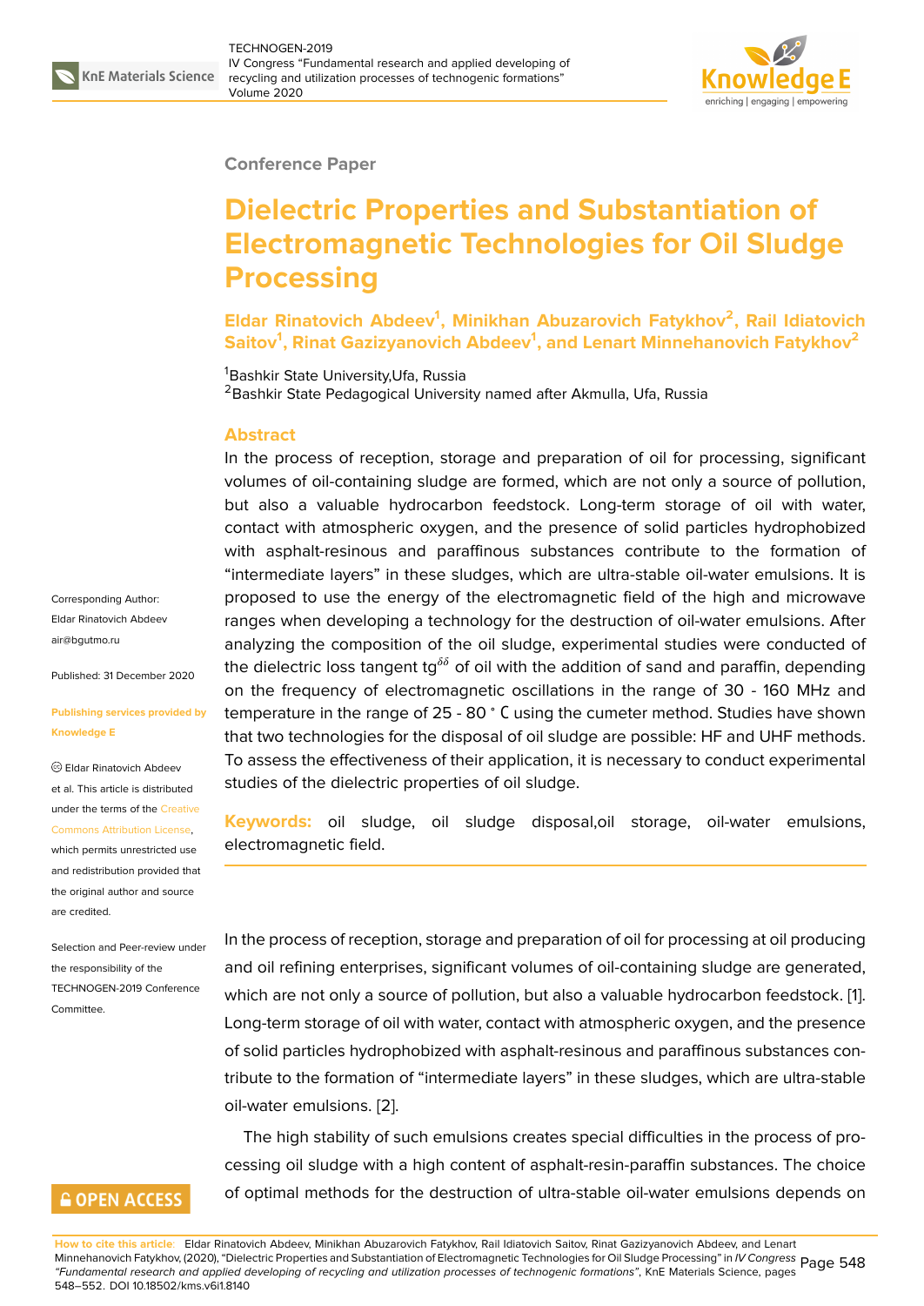Conference Paper

# Dielectric Properties and Substantiation of Electromagnetic Technologies for Oil Sludge Processing

**Eldar Rinatovich Abdeev[1], Minikhan Abuzarovich Fatykhov[2], Rail Idiatovich Saitov[1], Rinat Gazizyanovich Abdeev[1], and Lenart Minnehanovich Fatykhov[2]**

[1]Bashkir State University,Ufa, Russia
[2]Bashkir State Pedagogical University named after Akmulla, Ufa, Russia

Corresponding Author: Eldar Rinatovich Abdeev air@bgutmo.ru

Published: 31 December 2020

Publishing services provided by Knowledge E

Eldar Rinatovich Abdeev et al. This article is distributed under the terms of the Creative Commons Attribution License, which permits unrestricted use and redistribution provided that the original author and source are credited.

Selection and Peer-review under the responsibility of the TECHNOGEN-2019 Conference Committee.

## Abstract

In the process of reception, storage and preparation of oil for processing, significant volumes of oil-containing sludge are formed, which are not only a source of pollution, but also a valuable hydrocarbon feedstock. Long-term storage of oil with water, contact with atmospheric oxygen, and the presence of solid particles hydrophobized with asphalt-resinous and paraffinous substances contribute to the formation of "intermediate layers" in these sludges, which are ultra-stable oil-water emulsions. It is proposed to use the energy of the electromagnetic field of the high and microwave ranges when developing a technology for the destruction of oil-water emulsions. After analyzing the composition of the oil sludge, experimental studies were conducted of the dielectric loss tangent $tg^{\delta\delta}$ of oil with the addition of sand and paraffin, depending on the frequency of electromagnetic oscillations in the range of 30 - 160 MHz and temperature in the range of 25 - 80 ° C using the cumeter method. Studies have shown that two technologies for the disposal of oil sludge are possible: HF and UHF methods. To assess the effectiveness of their application, it is necessary to conduct experimental studies of the dielectric properties of oil sludge.

**Keywords:** oil sludge, oil sludge disposal,oil storage, oil-water emulsions, electromagnetic field.

In the process of reception, storage and preparation of oil for processing at oil producing and oil refining enterprises, significant volumes of oil-containing sludge are generated, which are not only a source of pollution, but also a valuable hydrocarbon feedstock. [1]. Long-term storage of oil with water, contact with atmospheric oxygen, and the presence of solid particles hydrophobized with asphalt-resinous and paraffinous substances contribute to the formation of "intermediate layers" in these sludges, which are ultra-stable oil-water emulsions. [2].

The high stability of such emulsions creates special difficulties in the process of processing oil sludge with a high content of asphalt-resin-paraffin substances. The choice of optimal methods for the destruction of ultra-stable oil-water emulsions depends on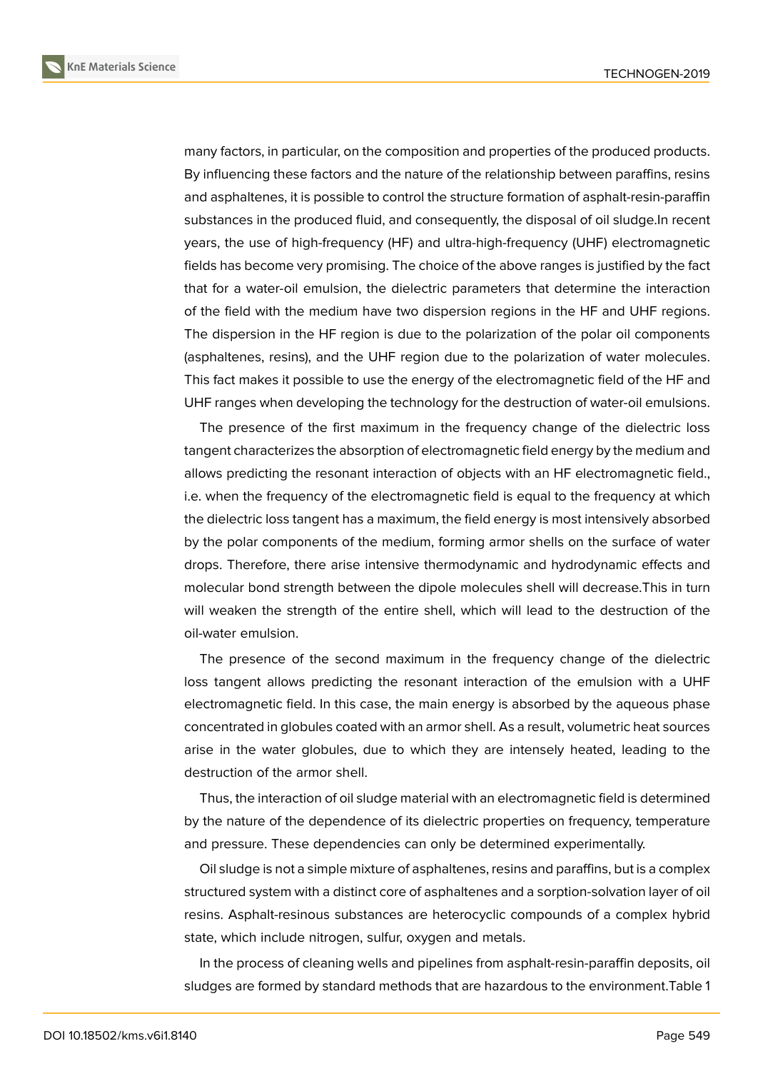many factors, in particular, on the composition and properties of the produced products. By influencing these factors and the nature of the relationship between paraffins, resins and asphaltenes, it is possible to control the structure formation of asphalt-resin-paraffin substances in the produced fluid, and consequently, the disposal of oil sludge.In recent years, the use of high-frequency (HF) and ultra-high-frequency (UHF) electromagnetic fields has become very promising. The choice of the above ranges is justified by the fact that for a water-oil emulsion, the dielectric parameters that determine the interaction of the field with the medium have two dispersion regions in the HF and UHF regions. The dispersion in the HF region is due to the polarization of the polar oil components (asphaltenes, resins), and the UHF region due to the polarization of water molecules. This fact makes it possible to use the energy of the electromagnetic field of the HF and UHF ranges when developing the technology for the destruction of water-oil emulsions.

The presence of the first maximum in the frequency change of the dielectric loss tangent characterizes the absorption of electromagnetic field energy by the medium and allows predicting the resonant interaction of objects with an HF electromagnetic field., i.e. when the frequency of the electromagnetic field is equal to the frequency at which the dielectric loss tangent has a maximum, the field energy is most intensively absorbed by the polar components of the medium, forming armor shells on the surface of water drops. Therefore, there arise intensive thermodynamic and hydrodynamic effects and molecular bond strength between the dipole molecules shell will decrease.This in turn will weaken the strength of the entire shell, which will lead to the destruction of the oil-water emulsion.

The presence of the second maximum in the frequency change of the dielectric loss tangent allows predicting the resonant interaction of the emulsion with a UHF electromagnetic field. In this case, the main energy is absorbed by the aqueous phase concentrated in globules coated with an armor shell. As a result, volumetric heat sources arise in the water globules, due to which they are intensely heated, leading to the destruction of the armor shell.

Thus, the interaction of oil sludge material with an electromagnetic field is determined by the nature of the dependence of its dielectric properties on frequency, temperature and pressure. These dependencies can only be determined experimentally.

Oil sludge is not a simple mixture of asphaltenes, resins and paraffins, but is a complex structured system with a distinct core of asphaltenes and a sorption-solvation layer of oil resins. Asphalt-resinous substances are heterocyclic compounds of a complex hybrid state, which include nitrogen, sulfur, oxygen and metals.

In the process of cleaning wells and pipelines from asphalt-resin-paraffin deposits, oil sludges are formed by standard methods that are hazardous to the environment.Table 1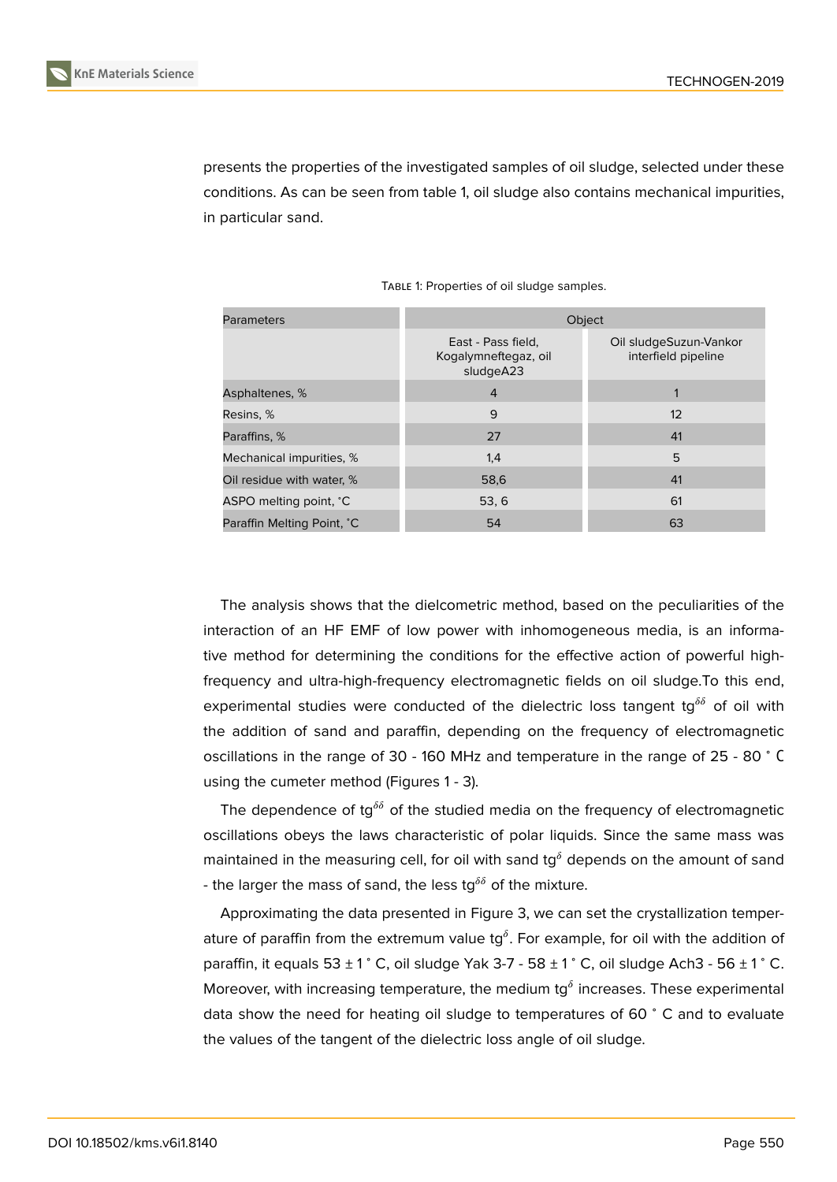presents the properties of the investigated samples of oil sludge, selected under these conditions. As can be seen from table 1, oil sludge also contains mechanical impurities, in particular sand.

Table 1: Properties of oil sludge samples.

| Parameters | Object | |
|---|---|---|
| | East - Pass field, Kogalymneftegaz, oil sludgeA23 | Oil sludgeSuzun-Vankor interfield pipeline |
| Asphaltenes, % | 4 | 1 |
| Resins, % | 9 | 12 |
| Paraffins, % | 27 | 41 |
| Mechanical impurities, % | 1,4 | 5 |
| Oil residue with water, % | 58,6 | 41 |
| ASPO melting point, ˚C | 53, 6 | 61 |
| Paraffin Melting Point, ˚C | 54 | 63 |

The analysis shows that the dielcometric method, based on the peculiarities of the interaction of an HF EMF of low power with inhomogeneous media, is an informative method for determining the conditions for the effective action of powerful high-frequency and ultra-high-frequency electromagnetic fields on oil sludge.To this end, experimental studies were conducted of the dielectric loss tangent $tg^{\delta\delta}$ of oil with the addition of sand and paraffin, depending on the frequency of electromagnetic oscillations in the range of 30 - 160 MHz and temperature in the range of 25 - 80 ˚ C using the cumeter method (Figures 1 - 3).

The dependence of $tg^{\delta\delta}$ of the studied media on the frequency of electromagnetic oscillations obeys the laws characteristic of polar liquids. Since the same mass was maintained in the measuring cell, for oil with sand $tg^{\delta}$ depends on the amount of sand - the larger the mass of sand, the less $tg^{\delta\delta}$ of the mixture.

Approximating the data presented in Figure 3, we can set the crystallization temperature of paraffin from the extremum value $tg^{\delta}$. For example, for oil with the addition of paraffin, it equals 53 ± 1 ˚ C, oil sludge Yak 3-7 - 58 ± 1 ˚ C, oil sludge Ach3 - 56 ± 1 ˚ C. Moreover, with increasing temperature, the medium $tg^{\delta}$ increases. These experimental data show the need for heating oil sludge to temperatures of 60 ˚ C and to evaluate the values of the tangent of the dielectric loss angle of oil sludge.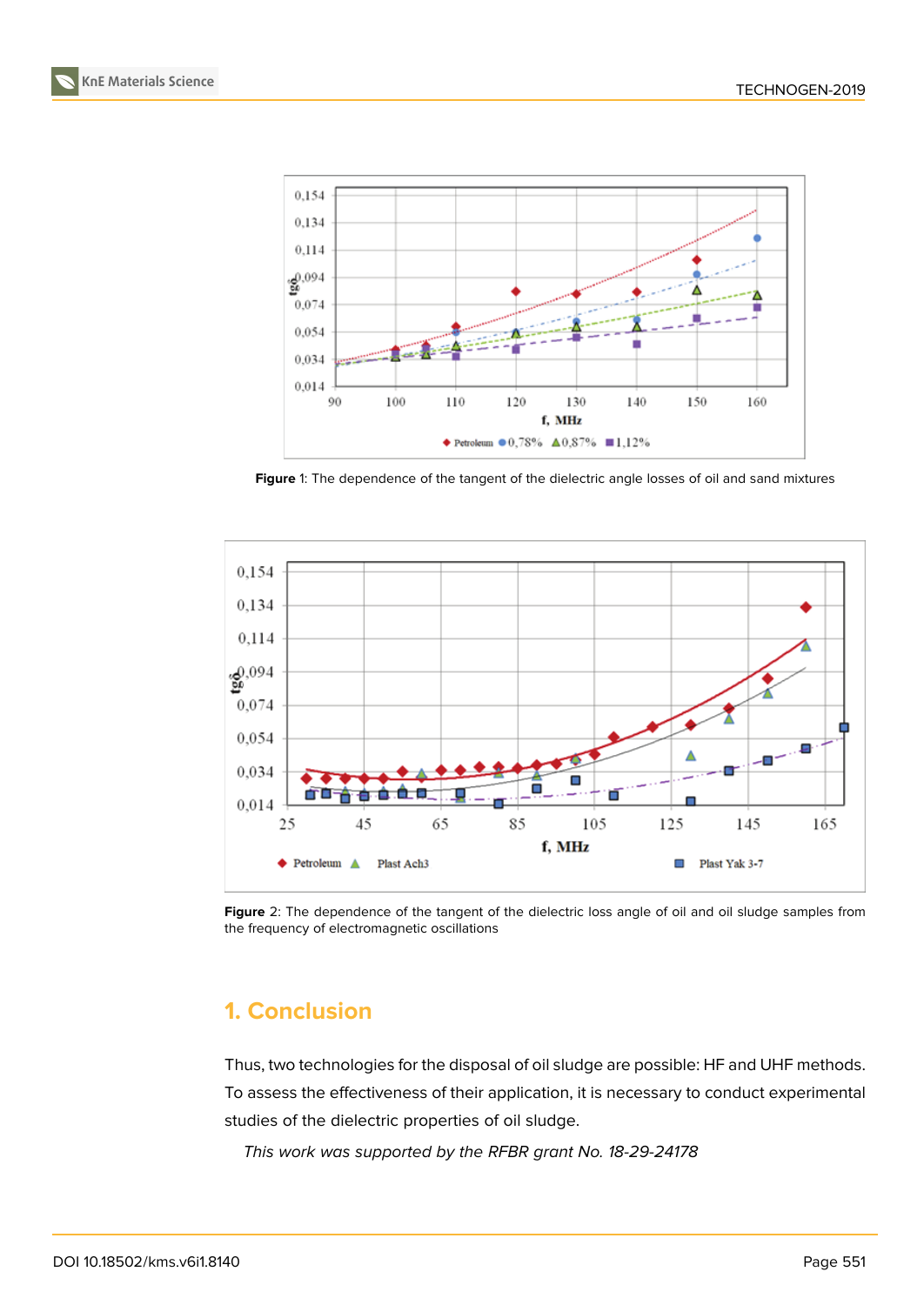**Figure** 1: The dependence of the tangent of the dielectric angle losses of oil and sand mixtures

**Figure** 2: The dependence of the tangent of the dielectric loss angle of oil and oil sludge samples from the frequency of electromagnetic oscillations

## 1. Conclusion

Thus, two technologies for the disposal of oil sludge are possible: HF and UHF methods. To assess the effectiveness of their application, it is necessary to conduct experimental studies of the dielectric properties of oil sludge.

*This work was supported by the RFBR grant No. 18-29-24178*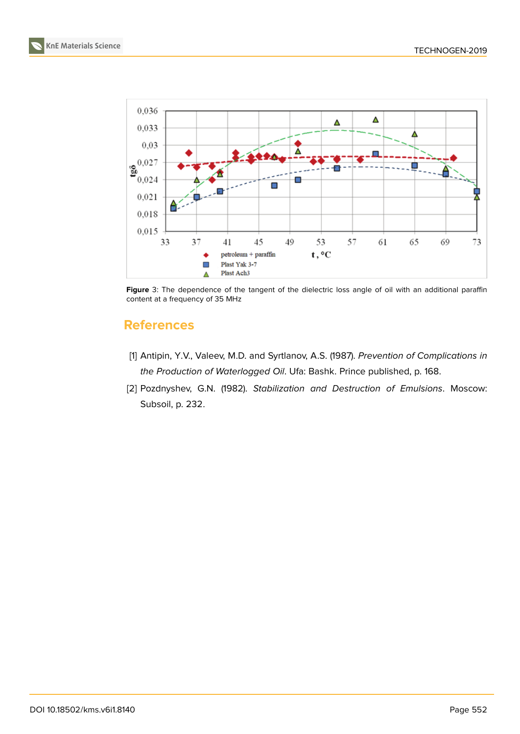0,036
0,033
0,03
0,027
0,024
0,021
0,018
0,015

tgδ

33 37 41 45 49 53 57 61 65 69 73

t, °C

petroleum + paraffin
Plast Yak 3-7
Plast Ach3

**Figure** 3: The dependence of the tangent of the dielectric loss angle of oil with an additional paraffin content at a frequency of 35 MHz

## References

[1] Antipin, Y.V., Valeev, M.D. and Syrtlanov, A.S. (1987). *Prevention of Complications in the Production of Waterlogged Oil*. Ufa: Bashk. Prince published, p. 168.

[2] Pozdnyshev, G.N. (1982). *Stabilization and Destruction of Emulsions*. Moscow: Subsoil, p. 232.